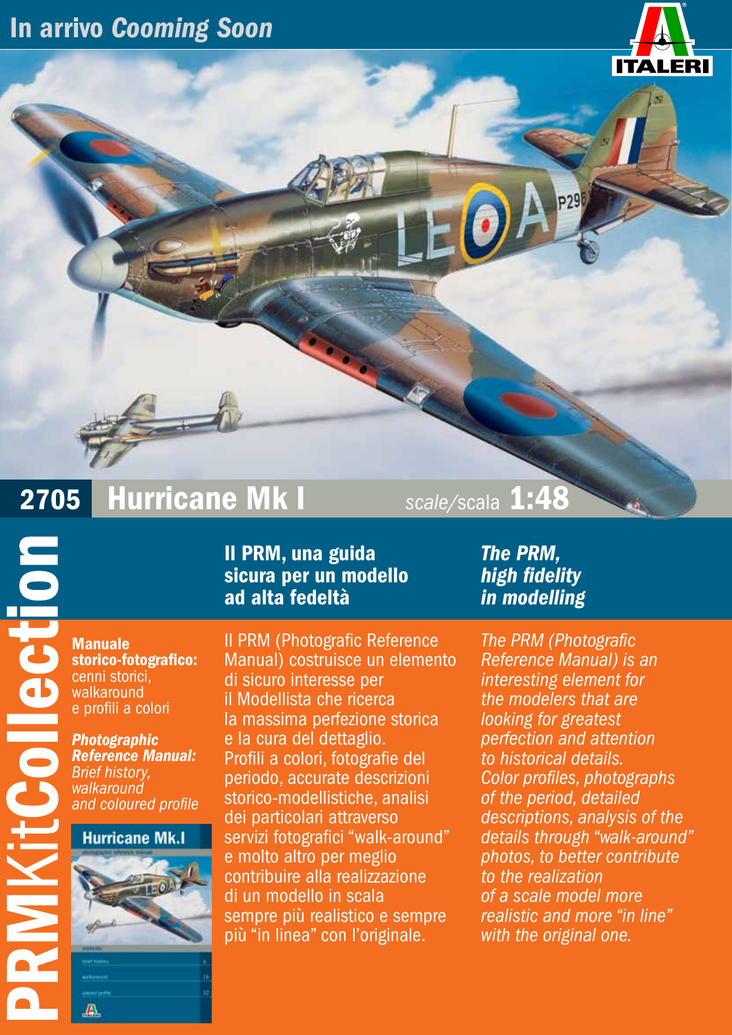# In arrivo *Cooming Soon*

ITALERI

## 2705 Hurricane Mk I

*scale*/scala **1:48**

**PRMKitCollection**

**Manuale storico-fotografico:** cenni storici, walkaround e profili a colori

***Photographic Reference Manual:*** *Brief history, walkaround and coloured profile*

### Il PRM, una guida sicura per un modello ad alta fedeltà

Il PRM (Photografic Reference Manual) costruisce un elemento di sicuro interesse per il Modellista che ricerca la massima perfezione storica e la cura del dettaglio. Profili a colori, fotografie del periodo, accurate descrizioni storico-modellistiche, analisi dei particolari attraverso servizi fotografici "walk-around" e molto altro per meglio contribuire alla realizzazione di un modello in scala sempre più realistico e sempre più "in linea" con l'originale.

### *The PRM, high fidelity in modelling*

*The PRM (Photografic Reference Manual) is an interesting element for the modelers that are looking for greatest perfection and attention to historical details. Color profiles, photographs of the period, detailed descriptions, analysis of the details through "walk-around" photos, to better contribute to the realization of a scale model more realistic and more "in line" with the original one.*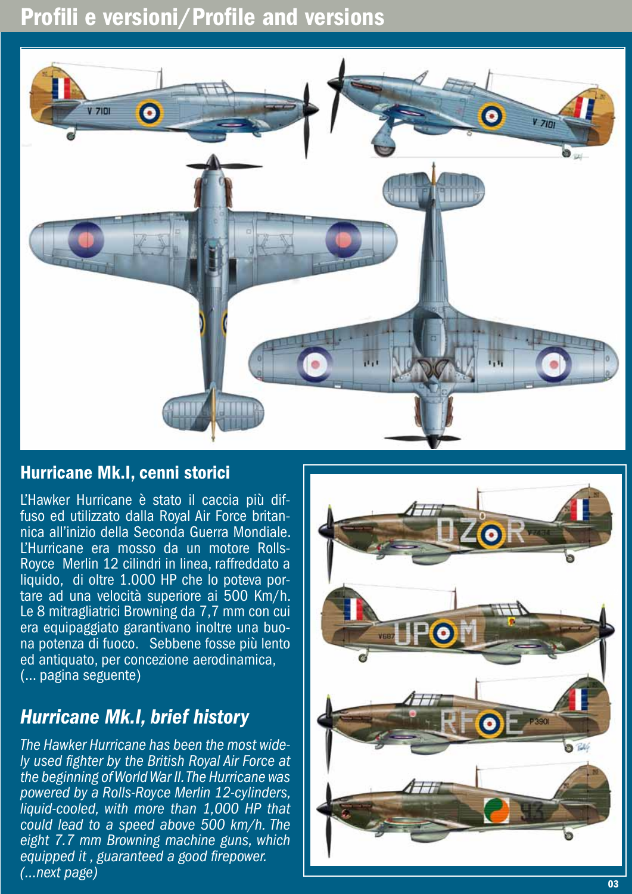# Profili e versioni/Profile and versions

## Hurricane Mk.I, cenni storici

L'Hawker Hurricane è stato il caccia più diffuso ed utilizzato dalla Royal Air Force britannica all'inizio della Seconda Guerra Mondiale. L'Hurricane era mosso da un motore Rolls-Royce Merlin 12 cilindri in linea, raffreddato a liquido, di oltre 1.000 HP che lo poteva portare ad una velocità superiore ai 500 Km/h. Le 8 mitragliatrici Browning da 7,7 mm con cui era equipaggiato garantivano inoltre una buona potenza di fuoco. Sebbene fosse più lento ed antiquato, per concezione aerodinamica, (... pagina seguente)

## *Hurricane Mk.I, brief history*

*The Hawker Hurricane has been the most widely used fighter by the British Royal Air Force at the beginning of World War II. The Hurricane was powered by a Rolls-Royce Merlin 12-cylinders, liquid-cooled, with more than 1,000 HP that could lead to a speed above 500 km/h. The eight 7.7 mm Browning machine guns, which equipped it , guaranteed a good firepower. (...next page)*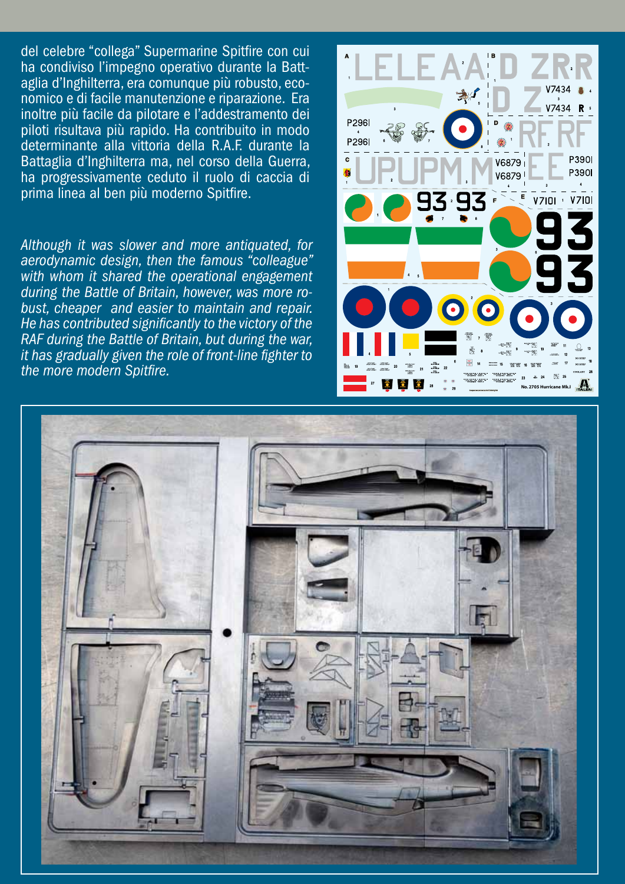del celebre “collega” Supermarine Spitfire con cui ha condiviso l’impegno operativo durante la Battaglia d’Inghilterra, era comunque più robusto, economico e di facile manutenzione e riparazione. Era inoltre più facile da pilotare e l’addestramento dei piloti risultava più rapido. Ha contribuito in modo determinante alla vittoria della R.A.F. durante la Battaglia d’Inghilterra ma, nel corso della Guerra, ha progressivamente ceduto il ruolo di caccia di prima linea al ben più moderno Spitfire.

*Although it was slower and more antiquated, for aerodynamic design, then the famous “colleague” with whom it shared the operational engagement during the Battle of Britain, however, was more robust, cheaper and easier to maintain and repair. He has contributed significantly to the victory of the RAF during the Battle of Britain, but during the war, it has gradually given the role of front-line fighter to the more modern Spitfire.*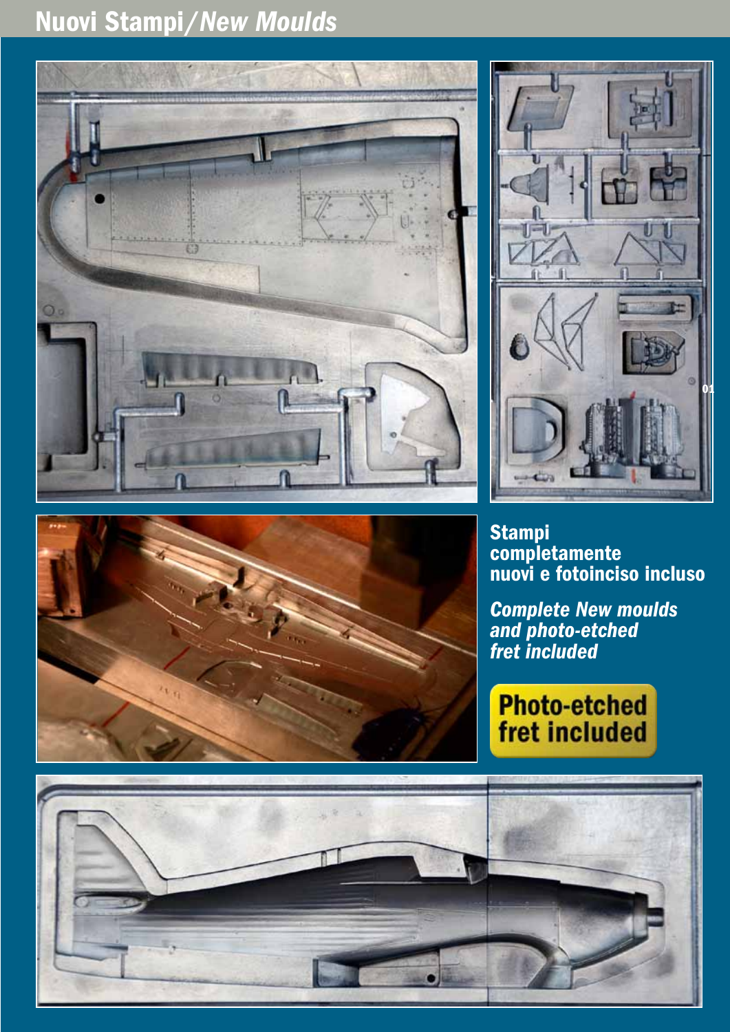# Nuovi Stampi/*New Moulds*

**Stampi completamente nuovi e fotoinciso incluso**

***Complete New moulds and photo-etched fret included***

**Photo-etched fret included**